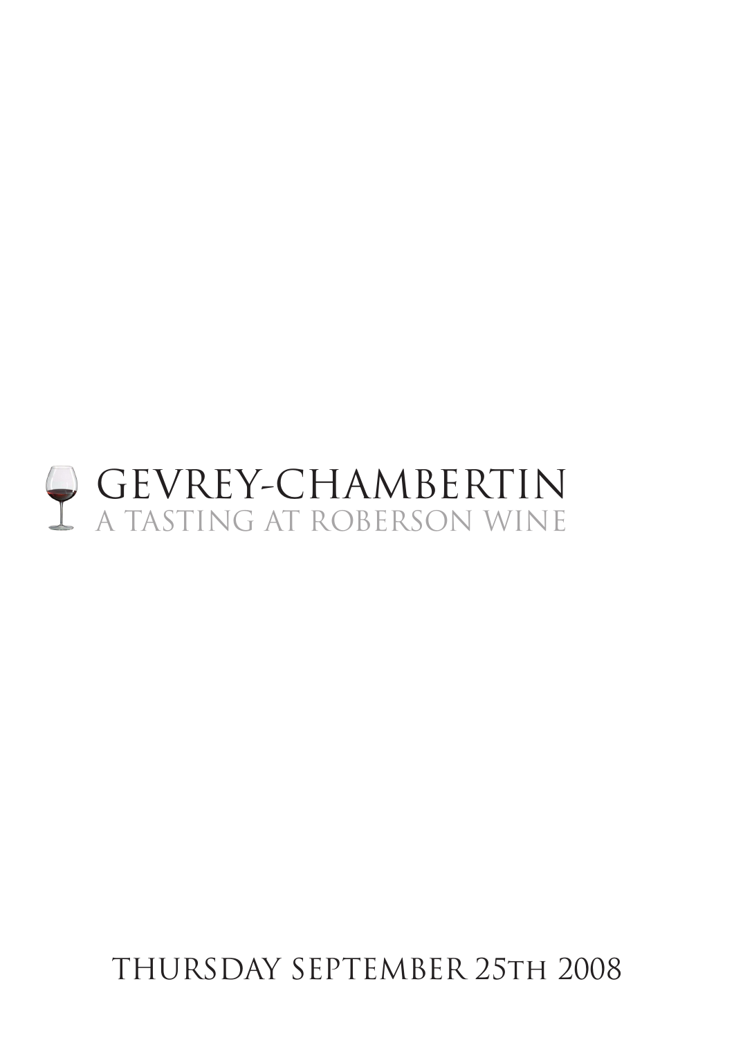# GEVREY-CHAMBERTIN

## A TASTING AT ROBERSON WINE

THURSDAY SEPTEMBER 25TH 2008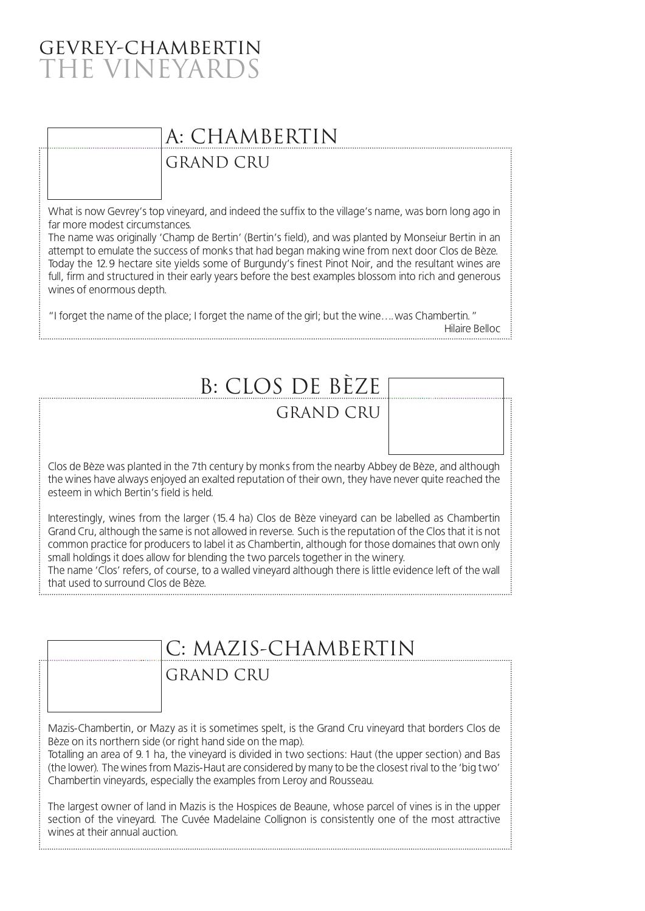# GEVREY-CHAMBERTIN
# THE VINEYARDS

## A: CHAMBERTIN

### GRAND CRU

What is now Gevrey's top vineyard, and indeed the suffix to the village's name, was born long ago in far more modest circumstances.
The name was originally 'Champ de Bertin' (Bertin's field), and was planted by Monseiur Bertin in an attempt to emulate the success of monks that had began making wine from next door Clos de Bèze. Today the 12.9 hectare site yields some of Burgundy's finest Pinot Noir, and the resultant wines are full, firm and structured in their early years before the best examples blossom into rich and generous wines of enormous depth.

"I forget the name of the place; I forget the name of the girl; but the wine….was Chambertin."

Hilaire Belloc

## B: CLOS DE BÈZE

### GRAND CRU

Clos de Bèze was planted in the 7th century by monks from the nearby Abbey de Bèze, and although the wines have always enjoyed an exalted reputation of their own, they have never quite reached the esteem in which Bertin's field is held.

Interestingly, wines from the larger (15.4 ha) Clos de Bèze vineyard can be labelled as Chambertin Grand Cru, although the same is not allowed in reverse. Such is the reputation of the Clos that it is not common practice for producers to label it as Chambertin, although for those domaines that own only small holdings it does allow for blending the two parcels together in the winery.
The name 'Clos' refers, of course, to a walled vineyard although there is little evidence left of the wall that used to surround Clos de Bèze.

## C: MAZIS-CHAMBERTIN

### GRAND CRU

Mazis-Chambertin, or Mazy as it is sometimes spelt, is the Grand Cru vineyard that borders Clos de Bèze on its northern side (or right hand side on the map).
Totalling an area of 9.1 ha, the vineyard is divided in two sections: Haut (the upper section) and Bas (the lower). The wines from Mazis-Haut are considered by many to be the closest rival to the 'big two' Chambertin vineyards, especially the examples from Leroy and Rousseau.

The largest owner of land in Mazis is the Hospices de Beaune, whose parcel of vines is in the upper section of the vineyard. The Cuvée Madelaine Collignon is consistently one of the most attractive wines at their annual auction.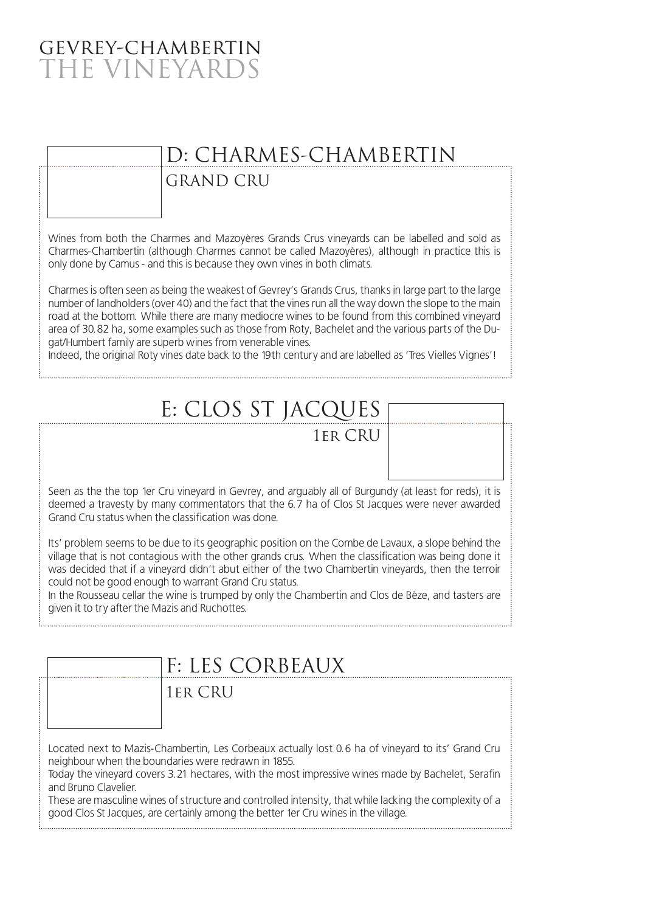# GEVREY-CHAMBERTIN
# THE VINEYARDS

## D: CHARMES-CHAMBERTIN

### GRAND CRU

Wines from both the Charmes and Mazoyères Grands Crus vineyards can be labelled and sold as Charmes-Chambertin (although Charmes cannot be called Mazoyères), although in practice this is only done by Camus - and this is because they own vines in both climats.

Charmes is often seen as being the weakest of Gevrey's Grands Crus, thanks in large part to the large number of landholders (over 40) and the fact that the vines run all the way down the slope to the main road at the bottom. While there are many mediocre wines to be found from this combined vineyard area of 30.82 ha, some examples such as those from Roty, Bachelet and the various parts of the Dugat/Humbert family are superb wines from venerable vines.
Indeed, the original Roty vines date back to the 19th century and are labelled as 'Tres Vielles Vignes'!

## E: CLOS ST JACQUES

### 1ER CRU

Seen as the the top 1er Cru vineyard in Gevrey, and arguably all of Burgundy (at least for reds), it is deemed a travesty by many commentators that the 6.7 ha of Clos St Jacques were never awarded Grand Cru status when the classification was done.

Its' problem seems to be due to its geographic position on the Combe de Lavaux, a slope behind the village that is not contagious with the other grands crus. When the classification was being done it was decided that if a vineyard didn't abut either of the two Chambertin vineyards, then the terroir could not be good enough to warrant Grand Cru status.
In the Rousseau cellar the wine is trumped by only the Chambertin and Clos de Bèze, and tasters are given it to try after the Mazis and Ruchottes.

## F: LES CORBEAUX

### 1ER CRU

Located next to Mazis-Chambertin, Les Corbeaux actually lost 0.6 ha of vineyard to its' Grand Cru neighbour when the boundaries were redrawn in 1855.
Today the vineyard covers 3.21 hectares, with the most impressive wines made by Bachelet, Serafin and Bruno Clavelier.
These are masculine wines of structure and controlled intensity, that while lacking the complexity of a good Clos St Jacques, are certainly among the better 1er Cru wines in the village.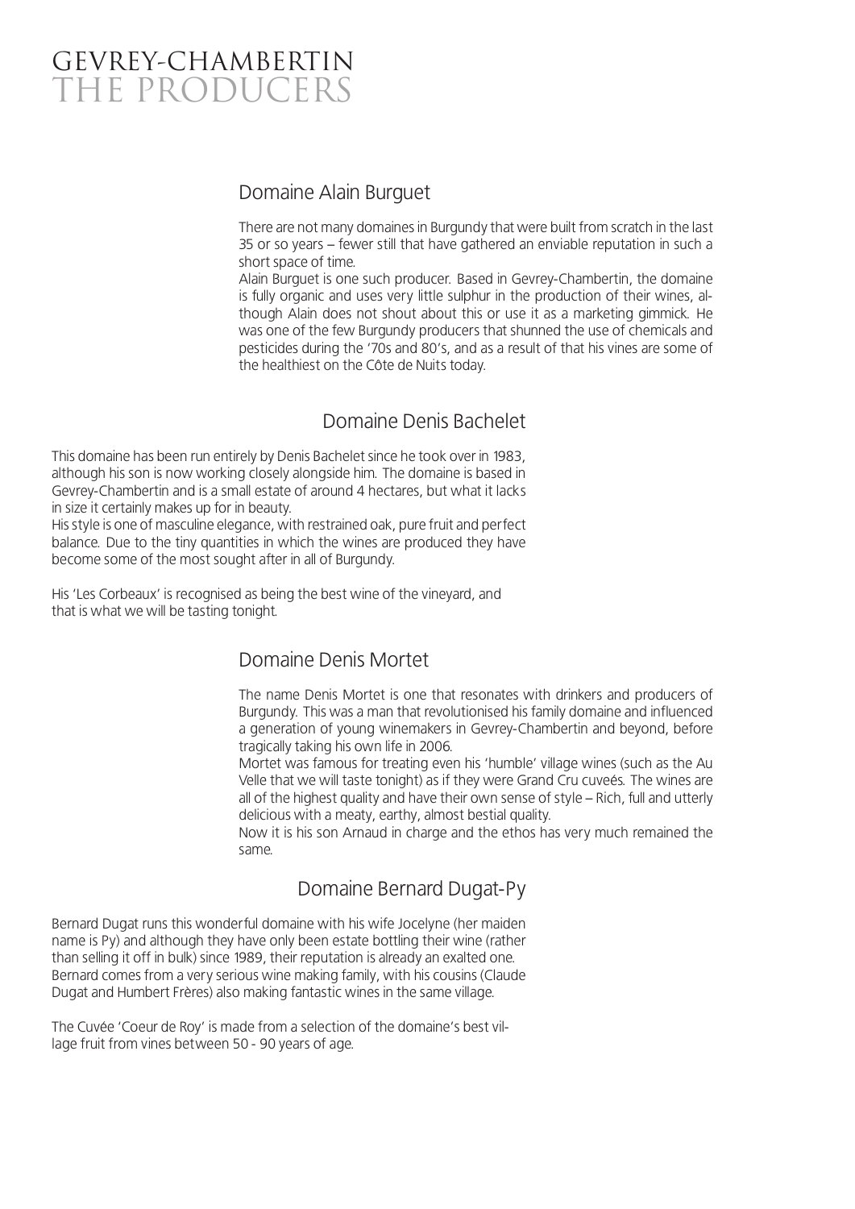# GEVREY-CHAMBERTIN
# THE PRODUCERS

## Domaine Alain Burguet

There are not many domaines in Burgundy that were built from scratch in the last 35 or so years – fewer still that have gathered an enviable reputation in such a short space of time.
Alain Burguet is one such producer. Based in Gevrey-Chambertin, the domaine is fully organic and uses very little sulphur in the production of their wines, although Alain does not shout about this or use it as a marketing gimmick. He was one of the few Burgundy producers that shunned the use of chemicals and pesticides during the '70s and 80's, and as a result of that his vines are some of the healthiest on the Côte de Nuits today.

## Domaine Denis Bachelet

This domaine has been run entirely by Denis Bachelet since he took over in 1983, although his son is now working closely alongside him. The domaine is based in Gevrey-Chambertin and is a small estate of around 4 hectares, but what it lacks in size it certainly makes up for in beauty.
His style is one of masculine elegance, with restrained oak, pure fruit and perfect balance. Due to the tiny quantities in which the wines are produced they have become some of the most sought after in all of Burgundy.

His 'Les Corbeaux' is recognised as being the best wine of the vineyard, and that is what we will be tasting tonight.

## Domaine Denis Mortet

The name Denis Mortet is one that resonates with drinkers and producers of Burgundy. This was a man that revolutionised his family domaine and influenced a generation of young winemakers in Gevrey-Chambertin and beyond, before tragically taking his own life in 2006.
Mortet was famous for treating even his 'humble' village wines (such as the Au Velle that we will taste tonight) as if they were Grand Cru cuveés. The wines are all of the highest quality and have their own sense of style – Rich, full and utterly delicious with a meaty, earthy, almost bestial quality.
Now it is his son Arnaud in charge and the ethos has very much remained the same.

## Domaine Bernard Dugat-Py

Bernard Dugat runs this wonderful domaine with his wife Jocelyne (her maiden name is Py) and although they have only been estate bottling their wine (rather than selling it off in bulk) since 1989, their reputation is already an exalted one. Bernard comes from a very serious wine making family, with his cousins (Claude Dugat and Humbert Frères) also making fantastic wines in the same village.

The Cuvée 'Coeur de Roy' is made from a selection of the domaine's best village fruit from vines between 50 - 90 years of age.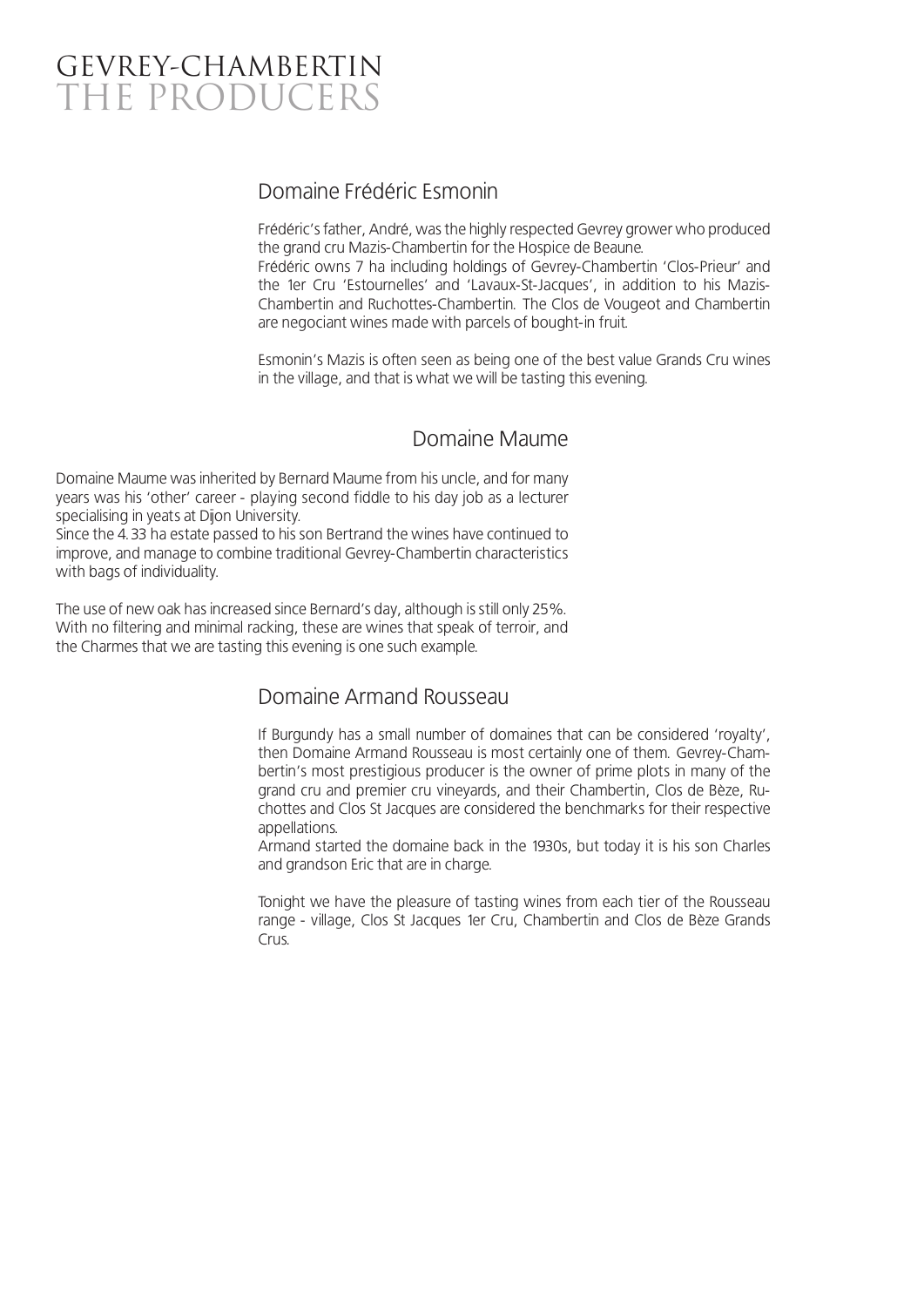# GEVREY-CHAMBERTIN
# THE PRODUCERS

## Domaine Frédéric Esmonin

Frédéric's father, André, was the highly respected Gevrey grower who produced the grand cru Mazis-Chambertin for the Hospice de Beaune.
Frédéric owns 7 ha including holdings of Gevrey-Chambertin 'Clos-Prieur' and the 1er Cru 'Estournelles' and 'Lavaux-St-Jacques', in addition to his Mazis-Chambertin and Ruchottes-Chambertin. The Clos de Vougeot and Chambertin are negociant wines made with parcels of bought-in fruit.

Esmonin's Mazis is often seen as being one of the best value Grands Cru wines in the village, and that is what we will be tasting this evening.

## Domaine Maume

Domaine Maume was inherited by Bernard Maume from his uncle, and for many years was his 'other' career - playing second fiddle to his day job as a lecturer specialising in yeats at Dijon University.
Since the 4. 33 ha estate passed to his son Bertrand the wines have continued to improve, and manage to combine traditional Gevrey-Chambertin characteristics with bags of individuality.

The use of new oak has increased since Bernard's day, although is still only 25%. With no filtering and minimal racking, these are wines that speak of terroir, and the Charmes that we are tasting this evening is one such example.

## Domaine Armand Rousseau

If Burgundy has a small number of domaines that can be considered 'royalty', then Domaine Armand Rousseau is most certainly one of them. Gevrey-Chambertin's most prestigious producer is the owner of prime plots in many of the grand cru and premier cru vineyards, and their Chambertin, Clos de Bèze, Ruchottes and Clos St Jacques are considered the benchmarks for their respective appellations.
Armand started the domaine back in the 1930s, but today it is his son Charles and grandson Eric that are in charge.

Tonight we have the pleasure of tasting wines from each tier of the Rousseau range - village, Clos St Jacques 1er Cru, Chambertin and Clos de Bèze Grands Crus.